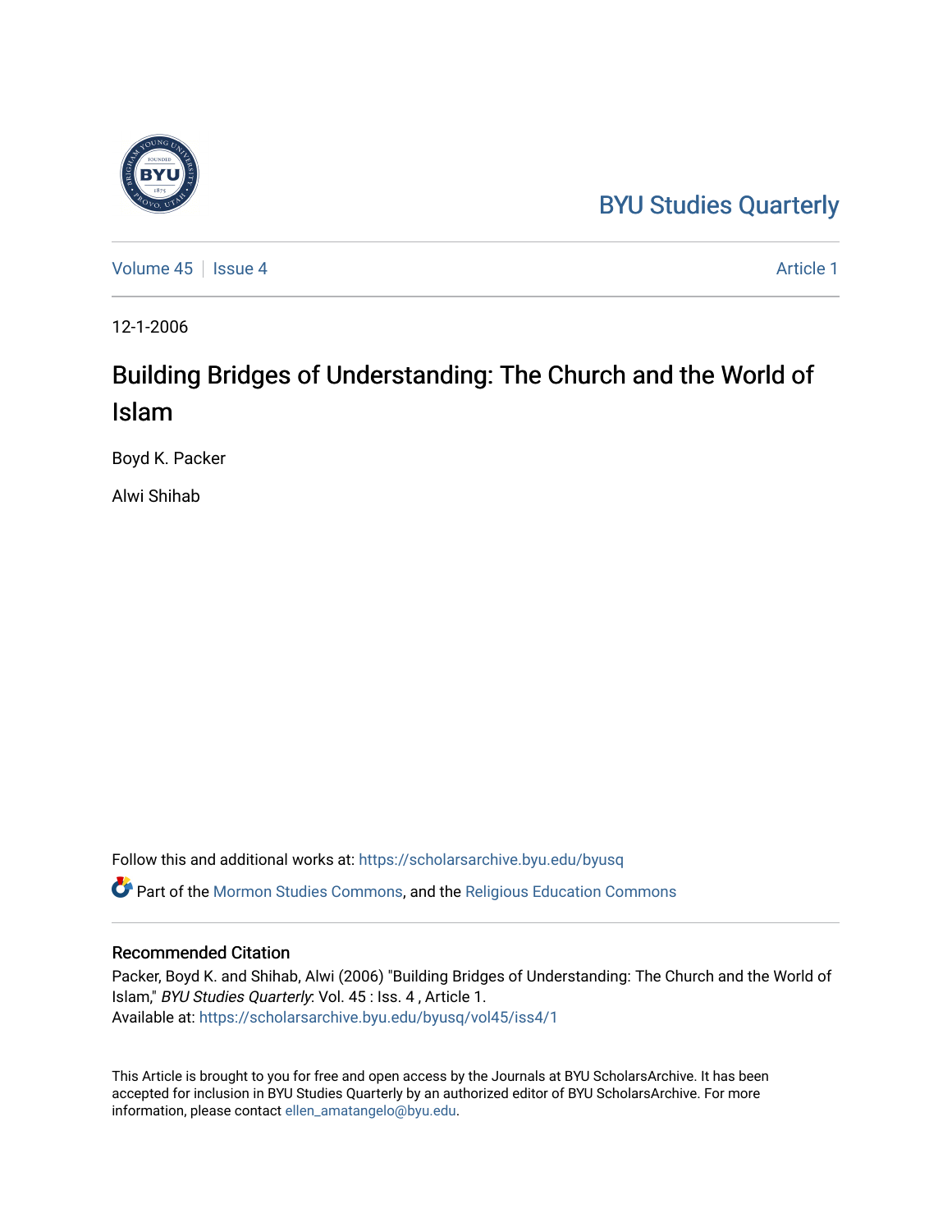BYU Studies Quarterly

Volume 45 | Issue 4 | Article 1

12-1-2006

# Building Bridges of Understanding: The Church and the World of Islam

Boyd K. Packer

Alwi Shihab

Follow this and additional works at: https://scholarsarchive.byu.edu/byusq

Part of the Mormon Studies Commons, and the Religious Education Commons

## Recommended Citation

Packer, Boyd K. and Shihab, Alwi (2006) "Building Bridges of Understanding: The Church and the World of Islam," *BYU Studies Quarterly*: Vol. 45 : Iss. 4 , Article 1.
Available at: https://scholarsarchive.byu.edu/byusq/vol45/iss4/1

This Article is brought to you for free and open access by the Journals at BYU ScholarsArchive. It has been accepted for inclusion in BYU Studies Quarterly by an authorized editor of BYU ScholarsArchive. For more information, please contact ellen_amatangelo@byu.edu.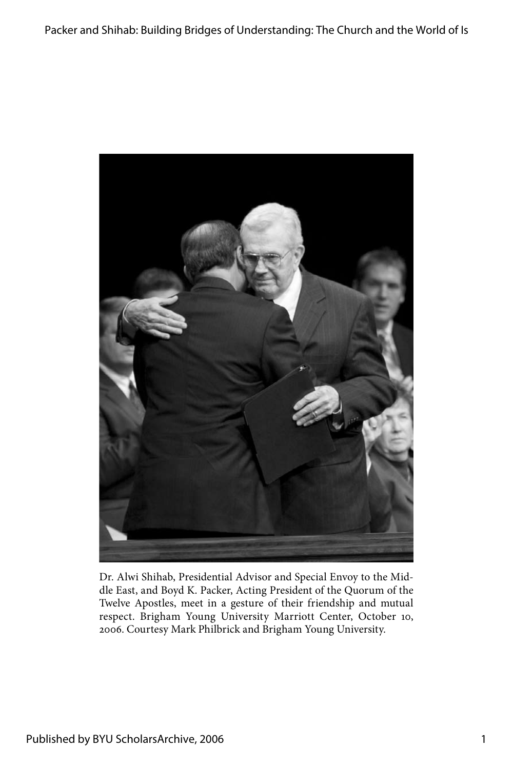Dr. Alwi Shihab, Presidential Advisor and Special Envoy to the Middle East, and Boyd K. Packer, Acting President of the Quorum of the Twelve Apostles, meet in a gesture of their friendship and mutual respect. Brigham Young University Marriott Center, October 10, 2006. Courtesy Mark Philbrick and Brigham Young University.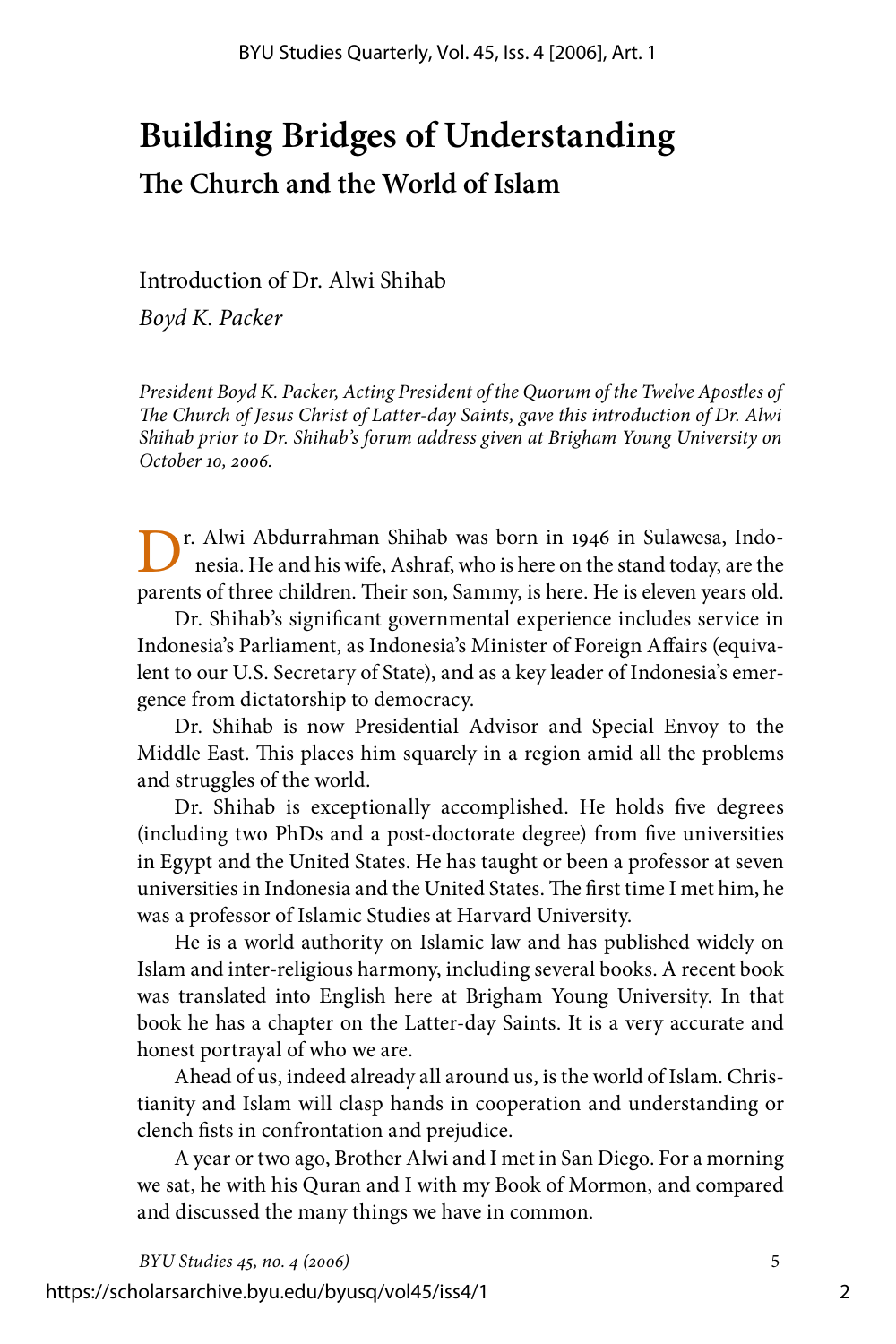# Building Bridges of Understanding

## The Church and the World of Islam

Introduction of Dr. Alwi Shihab

*Boyd K. Packer*

*President Boyd K. Packer, Acting President of the Quorum of the Twelve Apostles of The Church of Jesus Christ of Latter-day Saints, gave this introduction of Dr. Alwi Shihab prior to Dr. Shihab's forum address given at Brigham Young University on October 10, 2006.*

Dr. Alwi Abdurrahman Shihab was born in 1946 in Sulawesa, Indonesia. He and his wife, Ashraf, who is here on the stand today, are the parents of three children. Their son, Sammy, is here. He is eleven years old.

Dr. Shihab's significant governmental experience includes service in Indonesia's Parliament, as Indonesia's Minister of Foreign Affairs (equivalent to our U.S. Secretary of State), and as a key leader of Indonesia's emergence from dictatorship to democracy.

Dr. Shihab is now Presidential Advisor and Special Envoy to the Middle East. This places him squarely in a region amid all the problems and struggles of the world.

Dr. Shihab is exceptionally accomplished. He holds five degrees (including two PhDs and a post-doctorate degree) from five universities in Egypt and the United States. He has taught or been a professor at seven universities in Indonesia and the United States. The first time I met him, he was a professor of Islamic Studies at Harvard University.

He is a world authority on Islamic law and has published widely on Islam and inter-religious harmony, including several books. A recent book was translated into English here at Brigham Young University. In that book he has a chapter on the Latter-day Saints. It is a very accurate and honest portrayal of who we are.

Ahead of us, indeed already all around us, is the world of Islam. Christianity and Islam will clasp hands in cooperation and understanding or clench fists in confrontation and prejudice.

A year or two ago, Brother Alwi and I met in San Diego. For a morning we sat, he with his Quran and I with my Book of Mormon, and compared and discussed the many things we have in common.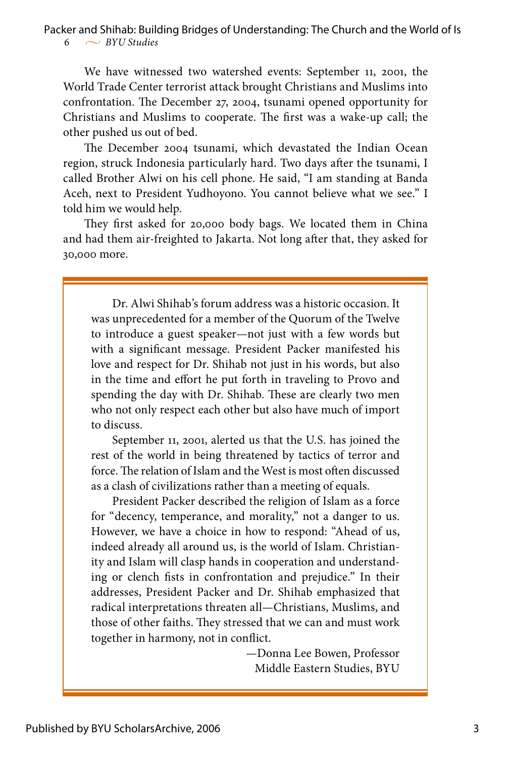We have witnessed two watershed events: September 11, 2001, the World Trade Center terrorist attack brought Christians and Muslims into confrontation. The December 27, 2004, tsunami opened opportunity for Christians and Muslims to cooperate. The first was a wake-up call; the other pushed us out of bed.

The December 2004 tsunami, which devastated the Indian Ocean region, struck Indonesia particularly hard. Two days after the tsunami, I called Brother Alwi on his cell phone. He said, "I am standing at Banda Aceh, next to President Yudhoyono. You cannot believe what we see." I told him we would help.

They first asked for 20,000 body bags. We located them in China and had them air-freighted to Jakarta. Not long after that, they asked for 30,000 more.

---

Dr. Alwi Shihab's forum address was a historic occasion. It was unprecedented for a member of the Quorum of the Twelve to introduce a guest speaker—not just with a few words but with a significant message. President Packer manifested his love and respect for Dr. Shihab not just in his words, but also in the time and effort he put forth in traveling to Provo and spending the day with Dr. Shihab. These are clearly two men who not only respect each other but also have much of import to discuss.

September 11, 2001, alerted us that the U.S. has joined the rest of the world in being threatened by tactics of terror and force. The relation of Islam and the West is most often discussed as a clash of civilizations rather than a meeting of equals.

President Packer described the religion of Islam as a force for "decency, temperance, and morality," not a danger to us. However, we have a choice in how to respond: "Ahead of us, indeed already all around us, is the world of Islam. Christianity and Islam will clasp hands in cooperation and understanding or clench fists in confrontation and prejudice." In their addresses, President Packer and Dr. Shihab emphasized that radical interpretations threaten all—Christians, Muslims, and those of other faiths. They stressed that we can and must work together in harmony, not in conflict.

—Donna Lee Bowen, Professor
Middle Eastern Studies, BYU

---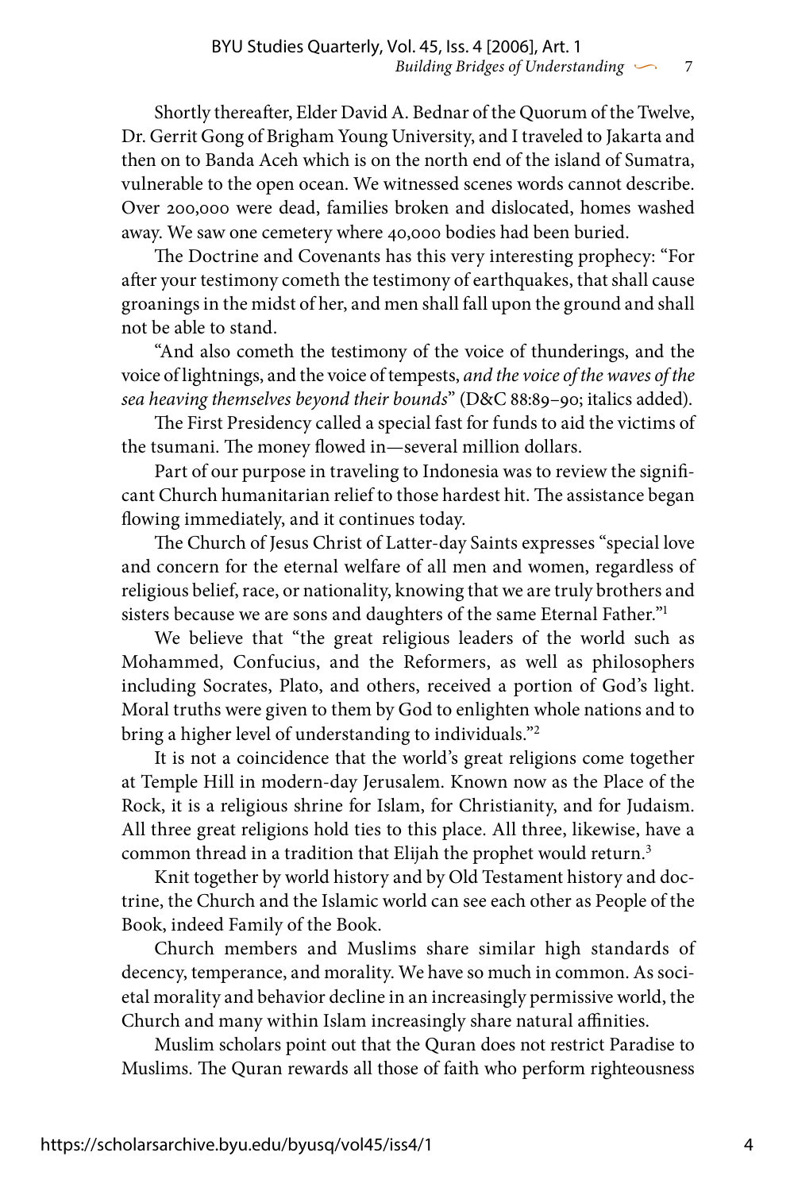Shortly thereafter, Elder David A. Bednar of the Quorum of the Twelve, Dr. Gerrit Gong of Brigham Young University, and I traveled to Jakarta and then on to Banda Aceh which is on the north end of the island of Sumatra, vulnerable to the open ocean. We witnessed scenes words cannot describe. Over 200,000 were dead, families broken and dislocated, homes washed away. We saw one cemetery where 40,000 bodies had been buried.

The Doctrine and Covenants has this very interesting prophecy: "For after your testimony cometh the testimony of earthquakes, that shall cause groanings in the midst of her, and men shall fall upon the ground and shall not be able to stand.

"And also cometh the testimony of the voice of thunderings, and the voice of lightnings, and the voice of tempests, *and the voice of the waves of the sea heaving themselves beyond their bounds*" (D&C 88:89–90; italics added).

The First Presidency called a special fast for funds to aid the victims of the tsumani. The money flowed in—several million dollars.

Part of our purpose in traveling to Indonesia was to review the significant Church humanitarian relief to those hardest hit. The assistance began flowing immediately, and it continues today.

The Church of Jesus Christ of Latter-day Saints expresses "special love and concern for the eternal welfare of all men and women, regardless of religious belief, race, or nationality, knowing that we are truly brothers and sisters because we are sons and daughters of the same Eternal Father."[1]

We believe that "the great religious leaders of the world such as Mohammed, Confucius, and the Reformers, as well as philosophers including Socrates, Plato, and others, received a portion of God's light. Moral truths were given to them by God to enlighten whole nations and to bring a higher level of understanding to individuals."[2]

It is not a coincidence that the world's great religions come together at Temple Hill in modern-day Jerusalem. Known now as the Place of the Rock, it is a religious shrine for Islam, for Christianity, and for Judaism. All three great religions hold ties to this place. All three, likewise, have a common thread in a tradition that Elijah the prophet would return.[3]

Knit together by world history and by Old Testament history and doctrine, the Church and the Islamic world can see each other as People of the Book, indeed Family of the Book.

Church members and Muslims share similar high standards of decency, temperance, and morality. We have so much in common. As societal morality and behavior decline in an increasingly permissive world, the Church and many within Islam increasingly share natural affinities.

Muslim scholars point out that the Quran does not restrict Paradise to Muslims. The Quran rewards all those of faith who perform righteousness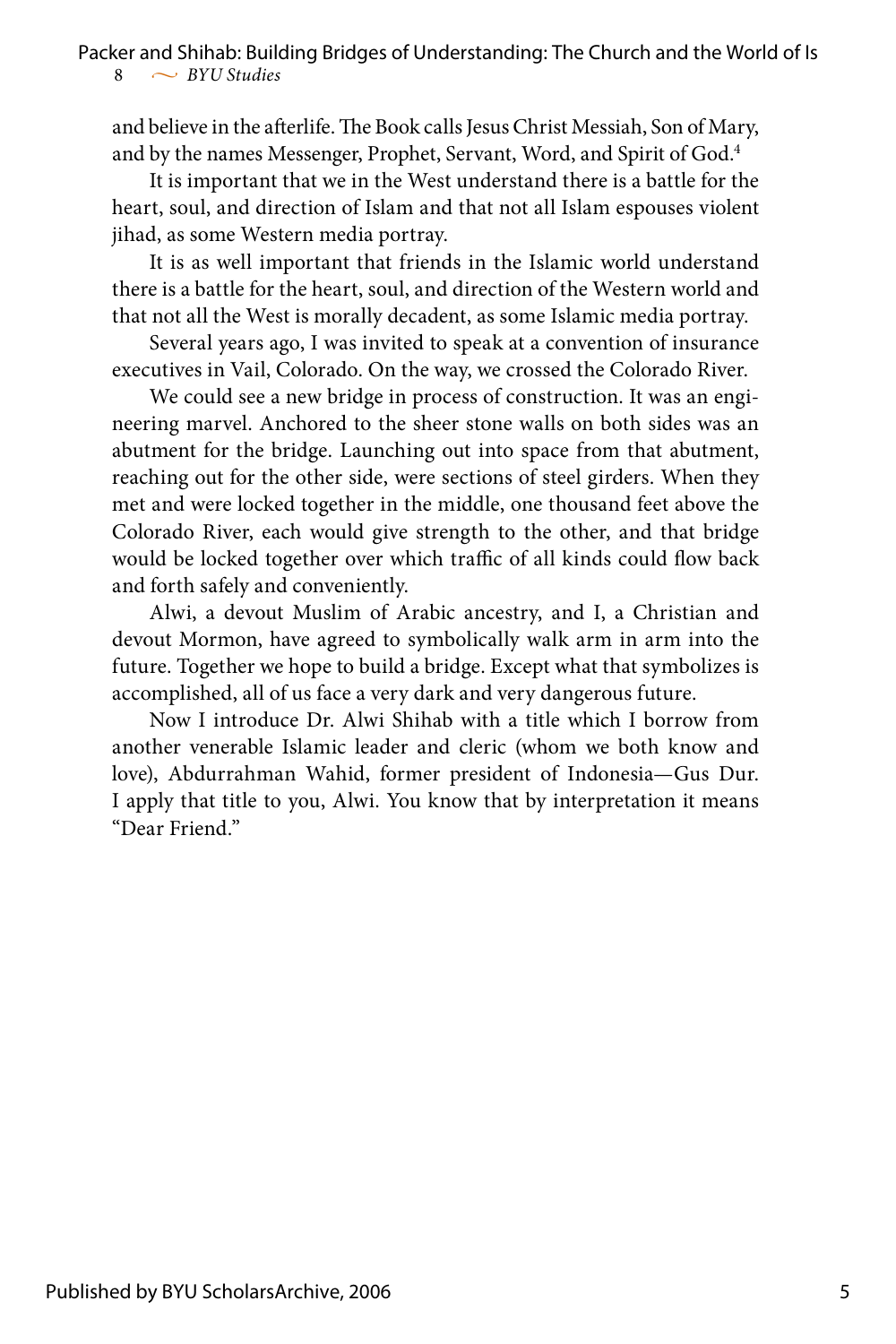and believe in the afterlife. The Book calls Jesus Christ Messiah, Son of Mary, and by the names Messenger, Prophet, Servant, Word, and Spirit of God.[4]

It is important that we in the West understand there is a battle for the heart, soul, and direction of Islam and that not all Islam espouses violent jihad, as some Western media portray.

It is as well important that friends in the Islamic world understand there is a battle for the heart, soul, and direction of the Western world and that not all the West is morally decadent, as some Islamic media portray.

Several years ago, I was invited to speak at a convention of insurance executives in Vail, Colorado. On the way, we crossed the Colorado River.

We could see a new bridge in process of construction. It was an engineering marvel. Anchored to the sheer stone walls on both sides was an abutment for the bridge. Launching out into space from that abutment, reaching out for the other side, were sections of steel girders. When they met and were locked together in the middle, one thousand feet above the Colorado River, each would give strength to the other, and that bridge would be locked together over which traffic of all kinds could flow back and forth safely and conveniently.

Alwi, a devout Muslim of Arabic ancestry, and I, a Christian and devout Mormon, have agreed to symbolically walk arm in arm into the future. Together we hope to build a bridge. Except what that symbolizes is accomplished, all of us face a very dark and very dangerous future.

Now I introduce Dr. Alwi Shihab with a title which I borrow from another venerable Islamic leader and cleric (whom we both know and love), Abdurrahman Wahid, former president of Indonesia—Gus Dur. I apply that title to you, Alwi. You know that by interpretation it means "Dear Friend."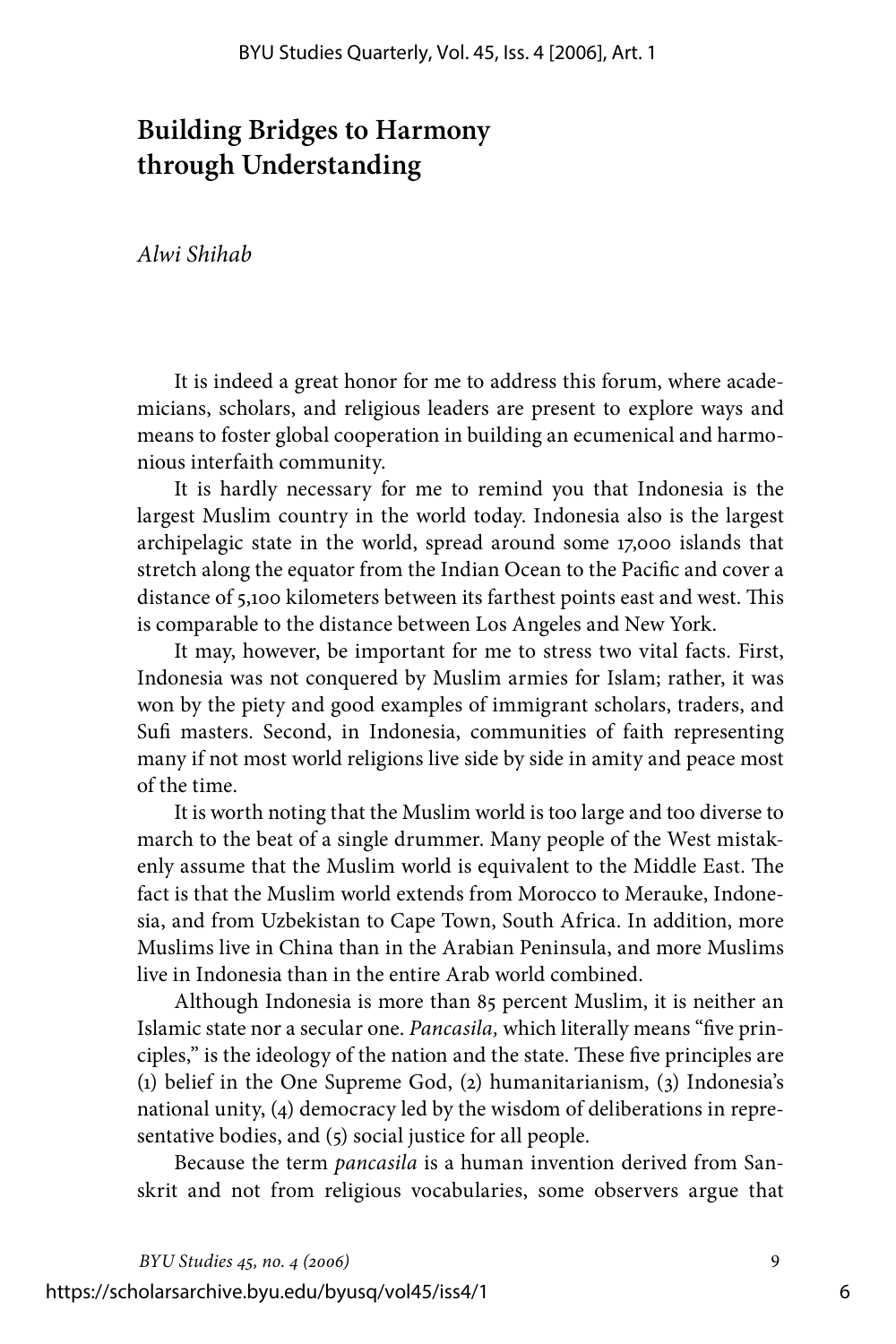# Building Bridges to Harmony through Understanding

*Alwi Shihab*

It is indeed a great honor for me to address this forum, where academicians, scholars, and religious leaders are present to explore ways and means to foster global cooperation in building an ecumenical and harmonious interfaith community.

It is hardly necessary for me to remind you that Indonesia is the largest Muslim country in the world today. Indonesia also is the largest archipelagic state in the world, spread around some 17,000 islands that stretch along the equator from the Indian Ocean to the Pacific and cover a distance of 5,100 kilometers between its farthest points east and west. This is comparable to the distance between Los Angeles and New York.

It may, however, be important for me to stress two vital facts. First, Indonesia was not conquered by Muslim armies for Islam; rather, it was won by the piety and good examples of immigrant scholars, traders, and Sufi masters. Second, in Indonesia, communities of faith representing many if not most world religions live side by side in amity and peace most of the time.

It is worth noting that the Muslim world is too large and too diverse to march to the beat of a single drummer. Many people of the West mistakenly assume that the Muslim world is equivalent to the Middle East. The fact is that the Muslim world extends from Morocco to Merauke, Indonesia, and from Uzbekistan to Cape Town, South Africa. In addition, more Muslims live in China than in the Arabian Peninsula, and more Muslims live in Indonesia than in the entire Arab world combined.

Although Indonesia is more than 85 percent Muslim, it is neither an Islamic state nor a secular one. *Pancasila,* which literally means "five principles," is the ideology of the nation and the state. These five principles are (1) belief in the One Supreme God, (2) humanitarianism, (3) Indonesia's national unity, (4) democracy led by the wisdom of deliberations in representative bodies, and (5) social justice for all people.

Because the term *pancasila* is a human invention derived from Sanskrit and not from religious vocabularies, some observers argue that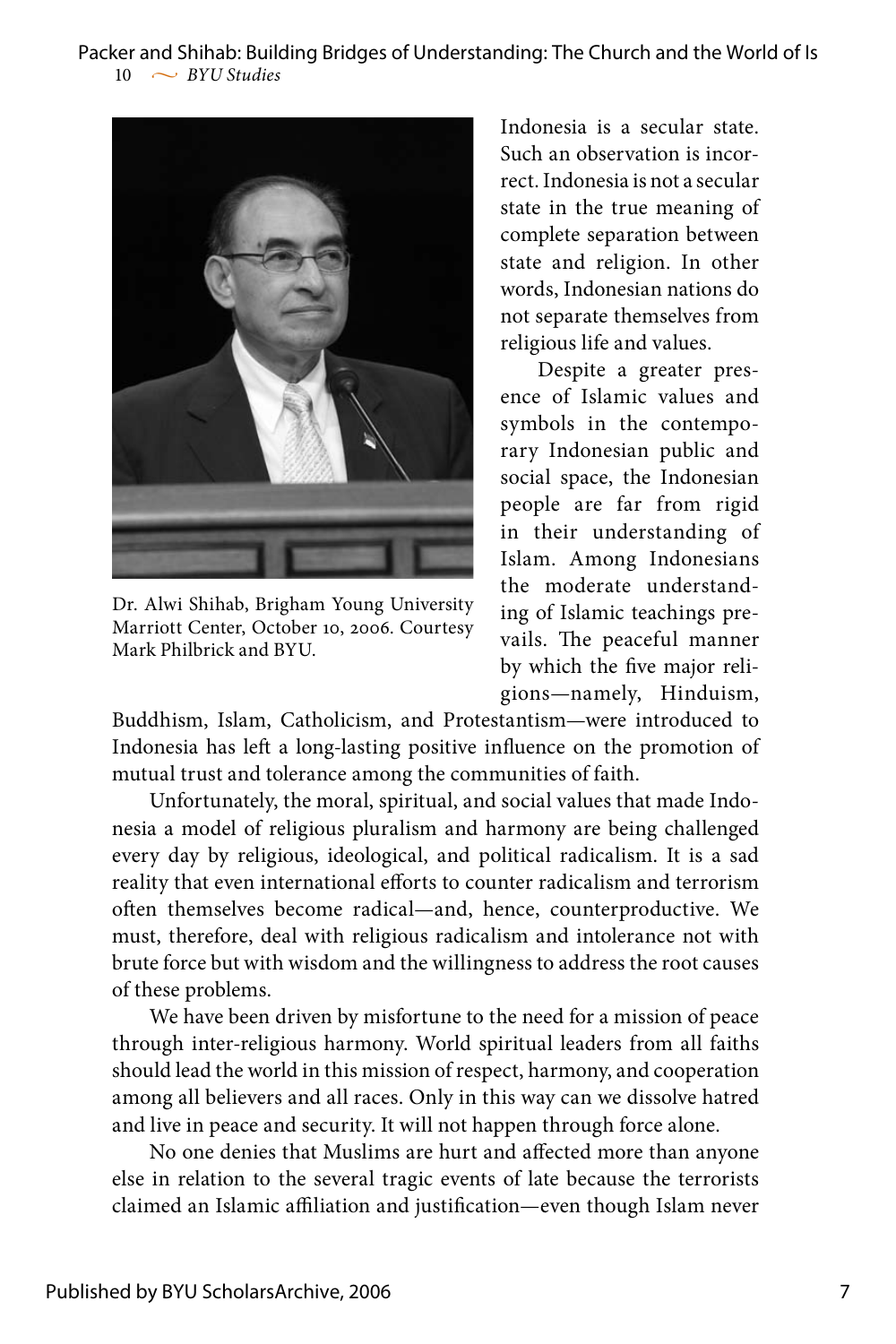Dr. Alwi Shihab, Brigham Young University Marriott Center, October 10, 2006. Courtesy Mark Philbrick and BYU.

Indonesia is a secular state. Such an observation is incorrect. Indonesia is not a secular state in the true meaning of complete separation between state and religion. In other words, Indonesian nations do not separate themselves from religious life and values.

Despite a greater presence of Islamic values and symbols in the contemporary Indonesian public and social space, the Indonesian people are far from rigid in their understanding of Islam. Among Indonesians the moderate understanding of Islamic teachings prevails. The peaceful manner by which the five major religions—namely, Hinduism, Buddhism, Islam, Catholicism, and Protestantism—were introduced to Indonesia has left a long-lasting positive influence on the promotion of mutual trust and tolerance among the communities of faith.

Unfortunately, the moral, spiritual, and social values that made Indonesia a model of religious pluralism and harmony are being challenged every day by religious, ideological, and political radicalism. It is a sad reality that even international efforts to counter radicalism and terrorism often themselves become radical—and, hence, counterproductive. We must, therefore, deal with religious radicalism and intolerance not with brute force but with wisdom and the willingness to address the root causes of these problems.

We have been driven by misfortune to the need for a mission of peace through inter-religious harmony. World spiritual leaders from all faiths should lead the world in this mission of respect, harmony, and cooperation among all believers and all races. Only in this way can we dissolve hatred and live in peace and security. It will not happen through force alone.

No one denies that Muslims are hurt and affected more than anyone else in relation to the several tragic events of late because the terrorists claimed an Islamic affiliation and justification—even though Islam never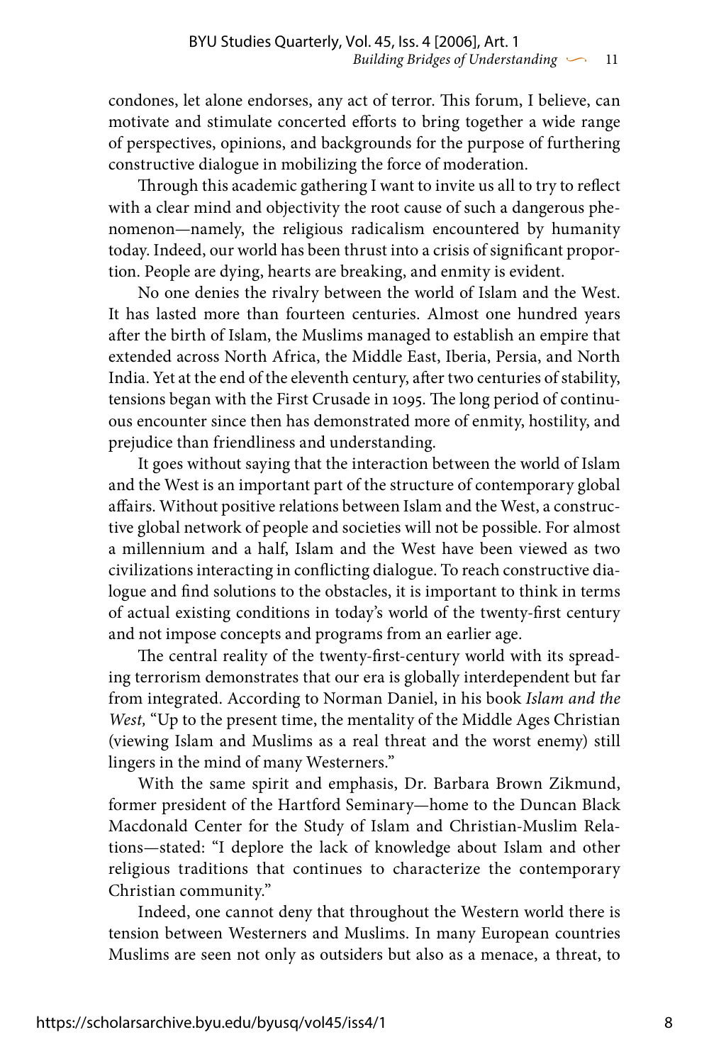condones, let alone endorses, any act of terror. This forum, I believe, can motivate and stimulate concerted efforts to bring together a wide range of perspectives, opinions, and backgrounds for the purpose of furthering constructive dialogue in mobilizing the force of moderation.

Through this academic gathering I want to invite us all to try to reflect with a clear mind and objectivity the root cause of such a dangerous phenomenon—namely, the religious radicalism encountered by humanity today. Indeed, our world has been thrust into a crisis of significant proportion. People are dying, hearts are breaking, and enmity is evident.

No one denies the rivalry between the world of Islam and the West. It has lasted more than fourteen centuries. Almost one hundred years after the birth of Islam, the Muslims managed to establish an empire that extended across North Africa, the Middle East, Iberia, Persia, and North India. Yet at the end of the eleventh century, after two centuries of stability, tensions began with the First Crusade in 1095. The long period of continuous encounter since then has demonstrated more of enmity, hostility, and prejudice than friendliness and understanding.

It goes without saying that the interaction between the world of Islam and the West is an important part of the structure of contemporary global affairs. Without positive relations between Islam and the West, a constructive global network of people and societies will not be possible. For almost a millennium and a half, Islam and the West have been viewed as two civilizations interacting in conflicting dialogue. To reach constructive dialogue and find solutions to the obstacles, it is important to think in terms of actual existing conditions in today's world of the twenty-first century and not impose concepts and programs from an earlier age.

The central reality of the twenty-first-century world with its spreading terrorism demonstrates that our era is globally interdependent but far from integrated. According to Norman Daniel, in his book *Islam and the West,* "Up to the present time, the mentality of the Middle Ages Christian (viewing Islam and Muslims as a real threat and the worst enemy) still lingers in the mind of many Westerners."

With the same spirit and emphasis, Dr. Barbara Brown Zikmund, former president of the Hartford Seminary—home to the Duncan Black Macdonald Center for the Study of Islam and Christian-Muslim Relations—stated: "I deplore the lack of knowledge about Islam and other religious traditions that continues to characterize the contemporary Christian community."

Indeed, one cannot deny that throughout the Western world there is tension between Westerners and Muslims. In many European countries Muslims are seen not only as outsiders but also as a menace, a threat, to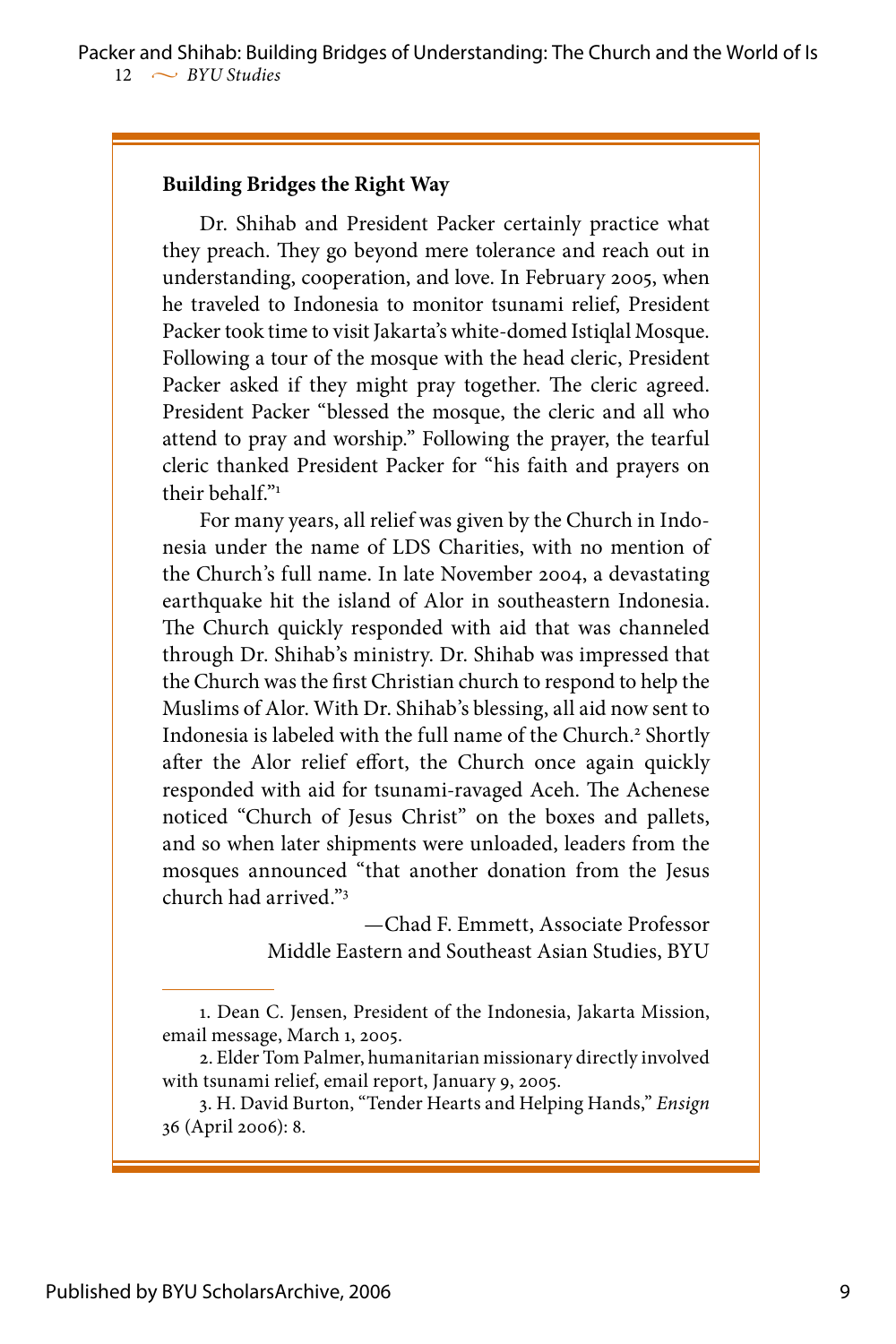**Building Bridges the Right Way**

Dr. Shihab and President Packer certainly practice what they preach. They go beyond mere tolerance and reach out in understanding, cooperation, and love. In February 2005, when he traveled to Indonesia to monitor tsunami relief, President Packer took time to visit Jakarta's white-domed Istiqlal Mosque. Following a tour of the mosque with the head cleric, President Packer asked if they might pray together. The cleric agreed. President Packer "blessed the mosque, the cleric and all who attend to pray and worship." Following the prayer, the tearful cleric thanked President Packer for "his faith and prayers on their behalf."[1]

For many years, all relief was given by the Church in Indonesia under the name of LDS Charities, with no mention of the Church's full name. In late November 2004, a devastating earthquake hit the island of Alor in southeastern Indonesia. The Church quickly responded with aid that was channeled through Dr. Shihab's ministry. Dr. Shihab was impressed that the Church was the first Christian church to respond to help the Muslims of Alor. With Dr. Shihab's blessing, all aid now sent to Indonesia is labeled with the full name of the Church.[2] Shortly after the Alor relief effort, the Church once again quickly responded with aid for tsunami-ravaged Aceh. The Achenese noticed "Church of Jesus Christ" on the boxes and pallets, and so when later shipments were unloaded, leaders from the mosques announced "that another donation from the Jesus church had arrived."[3]

—Chad F. Emmett, Associate Professor
Middle Eastern and Southeast Asian Studies, BYU

---

1. Dean C. Jensen, President of the Indonesia, Jakarta Mission, email message, March 1, 2005.

2. Elder Tom Palmer, humanitarian missionary directly involved with tsunami relief, email report, January 9, 2005.

3. H. David Burton, "Tender Hearts and Helping Hands," *Ensign* 36 (April 2006): 8.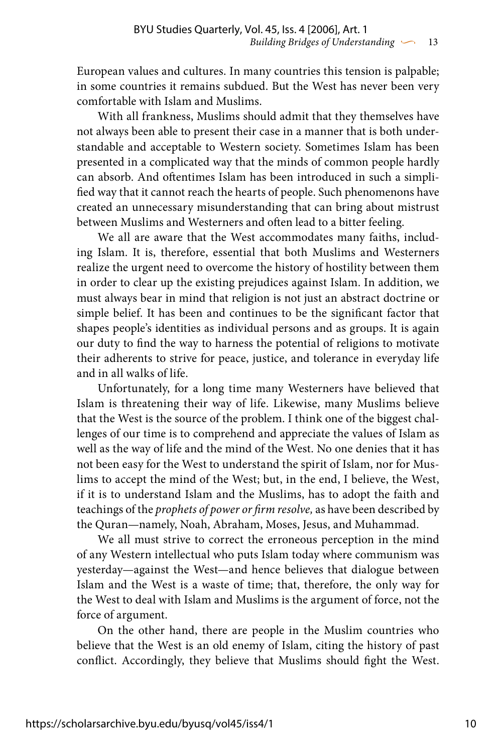European values and cultures. In many countries this tension is palpable; in some countries it remains subdued. But the West has never been very comfortable with Islam and Muslims.

With all frankness, Muslims should admit that they themselves have not always been able to present their case in a manner that is both understandable and acceptable to Western society. Sometimes Islam has been presented in a complicated way that the minds of common people hardly can absorb. And oftentimes Islam has been introduced in such a simplified way that it cannot reach the hearts of people. Such phenomenons have created an unnecessary misunderstanding that can bring about mistrust between Muslims and Westerners and often lead to a bitter feeling.

We all are aware that the West accommodates many faiths, including Islam. It is, therefore, essential that both Muslims and Westerners realize the urgent need to overcome the history of hostility between them in order to clear up the existing prejudices against Islam. In addition, we must always bear in mind that religion is not just an abstract doctrine or simple belief. It has been and continues to be the significant factor that shapes people's identities as individual persons and as groups. It is again our duty to find the way to harness the potential of religions to motivate their adherents to strive for peace, justice, and tolerance in everyday life and in all walks of life.

Unfortunately, for a long time many Westerners have believed that Islam is threatening their way of life. Likewise, many Muslims believe that the West is the source of the problem. I think one of the biggest challenges of our time is to comprehend and appreciate the values of Islam as well as the way of life and the mind of the West. No one denies that it has not been easy for the West to understand the spirit of Islam, nor for Muslims to accept the mind of the West; but, in the end, I believe, the West, if it is to understand Islam and the Muslims, has to adopt the faith and teachings of the *prophets of power or firm resolve,* as have been described by the Quran—namely, Noah, Abraham, Moses, Jesus, and Muhammad.

We all must strive to correct the erroneous perception in the mind of any Western intellectual who puts Islam today where communism was yesterday—against the West—and hence believes that dialogue between Islam and the West is a waste of time; that, therefore, the only way for the West to deal with Islam and Muslims is the argument of force, not the force of argument.

On the other hand, there are people in the Muslim countries who believe that the West is an old enemy of Islam, citing the history of past conflict. Accordingly, they believe that Muslims should fight the West.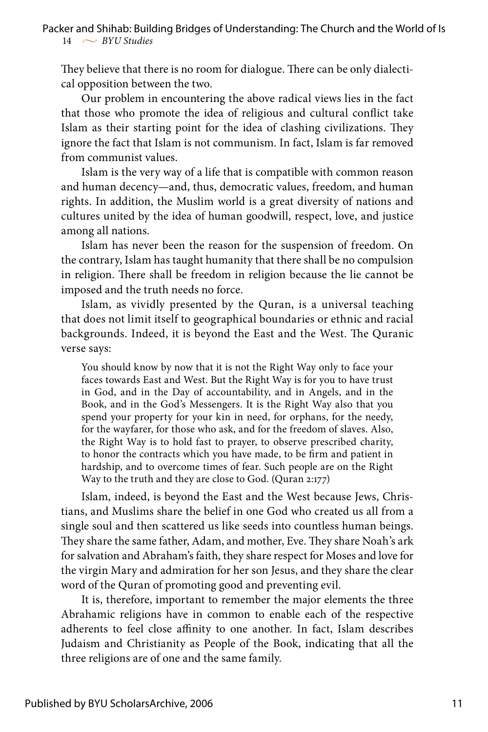They believe that there is no room for dialogue. There can be only dialectical opposition between the two.

Our problem in encountering the above radical views lies in the fact that those who promote the idea of religious and cultural conflict take Islam as their starting point for the idea of clashing civilizations. They ignore the fact that Islam is not communism. In fact, Islam is far removed from communist values.

Islam is the very way of a life that is compatible with common reason and human decency—and, thus, democratic values, freedom, and human rights. In addition, the Muslim world is a great diversity of nations and cultures united by the idea of human goodwill, respect, love, and justice among all nations.

Islam has never been the reason for the suspension of freedom. On the contrary, Islam has taught humanity that there shall be no compulsion in religion. There shall be freedom in religion because the lie cannot be imposed and the truth needs no force.

Islam, as vividly presented by the Quran, is a universal teaching that does not limit itself to geographical boundaries or ethnic and racial backgrounds. Indeed, it is beyond the East and the West. The Quranic verse says:

> You should know by now that it is not the Right Way only to face your faces towards East and West. But the Right Way is for you to have trust in God, and in the Day of accountability, and in Angels, and in the Book, and in the God's Messengers. It is the Right Way also that you spend your property for your kin in need, for orphans, for the needy, for the wayfarer, for those who ask, and for the freedom of slaves. Also, the Right Way is to hold fast to prayer, to observe prescribed charity, to honor the contracts which you have made, to be firm and patient in hardship, and to overcome times of fear. Such people are on the Right Way to the truth and they are close to God. (Quran 2:177)

Islam, indeed, is beyond the East and the West because Jews, Christians, and Muslims share the belief in one God who created us all from a single soul and then scattered us like seeds into countless human beings. They share the same father, Adam, and mother, Eve. They share Noah's ark for salvation and Abraham's faith, they share respect for Moses and love for the virgin Mary and admiration for her son Jesus, and they share the clear word of the Quran of promoting good and preventing evil.

It is, therefore, important to remember the major elements the three Abrahamic religions have in common to enable each of the respective adherents to feel close affinity to one another. In fact, Islam describes Judaism and Christianity as People of the Book, indicating that all the three religions are of one and the same family.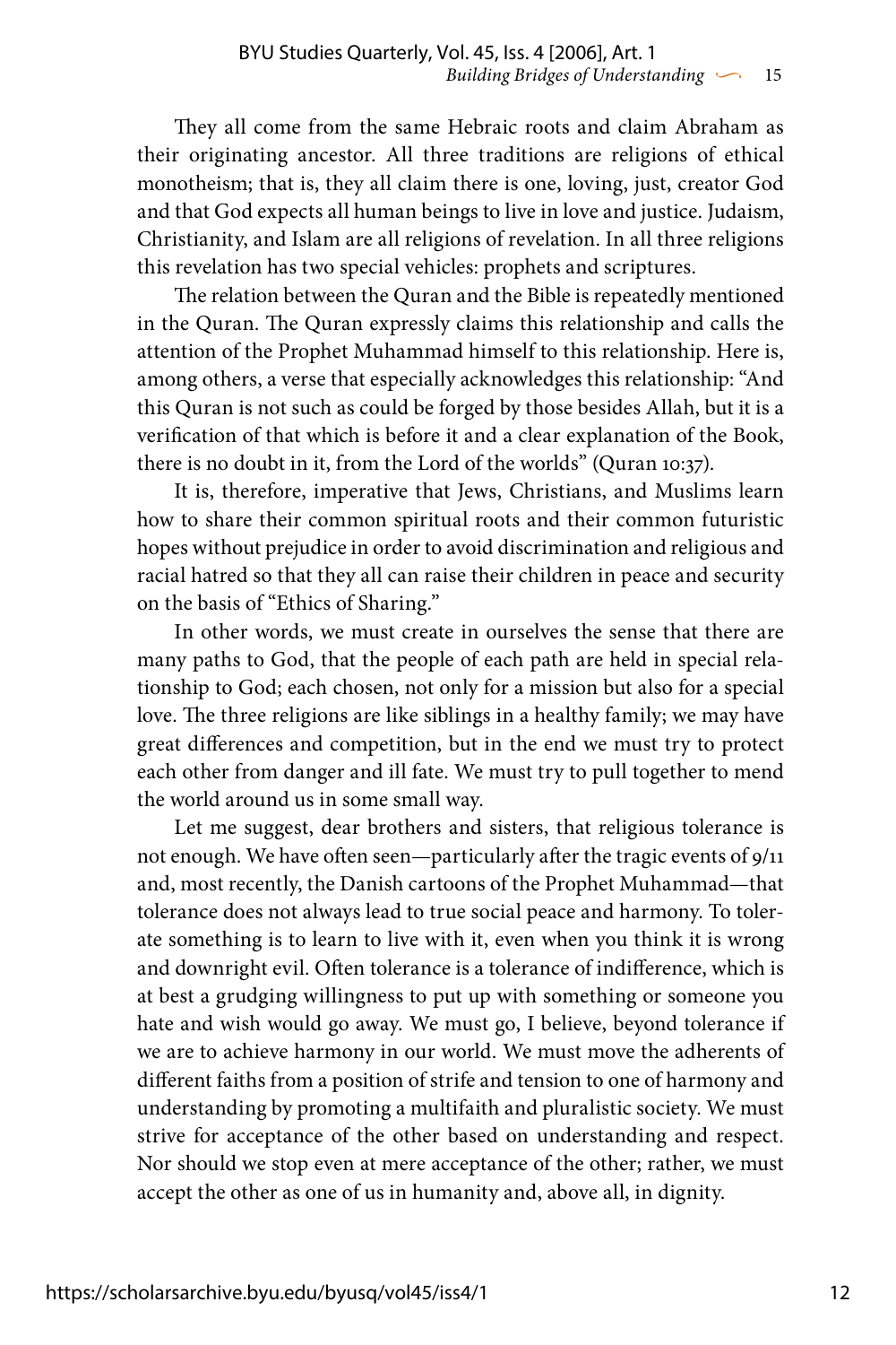They all come from the same Hebraic roots and claim Abraham as their originating ancestor. All three traditions are religions of ethical monotheism; that is, they all claim there is one, loving, just, creator God and that God expects all human beings to live in love and justice. Judaism, Christianity, and Islam are all religions of revelation. In all three religions this revelation has two special vehicles: prophets and scriptures.

The relation between the Quran and the Bible is repeatedly mentioned in the Quran. The Quran expressly claims this relationship and calls the attention of the Prophet Muhammad himself to this relationship. Here is, among others, a verse that especially acknowledges this relationship: "And this Quran is not such as could be forged by those besides Allah, but it is a verification of that which is before it and a clear explanation of the Book, there is no doubt in it, from the Lord of the worlds" (Quran 10:37).

It is, therefore, imperative that Jews, Christians, and Muslims learn how to share their common spiritual roots and their common futuristic hopes without prejudice in order to avoid discrimination and religious and racial hatred so that they all can raise their children in peace and security on the basis of "Ethics of Sharing."

In other words, we must create in ourselves the sense that there are many paths to God, that the people of each path are held in special relationship to God; each chosen, not only for a mission but also for a special love. The three religions are like siblings in a healthy family; we may have great differences and competition, but in the end we must try to protect each other from danger and ill fate. We must try to pull together to mend the world around us in some small way.

Let me suggest, dear brothers and sisters, that religious tolerance is not enough. We have often seen—particularly after the tragic events of 9/11 and, most recently, the Danish cartoons of the Prophet Muhammad—that tolerance does not always lead to true social peace and harmony. To tolerate something is to learn to live with it, even when you think it is wrong and downright evil. Often tolerance is a tolerance of indifference, which is at best a grudging willingness to put up with something or someone you hate and wish would go away. We must go, I believe, beyond tolerance if we are to achieve harmony in our world. We must move the adherents of different faiths from a position of strife and tension to one of harmony and understanding by promoting a multifaith and pluralistic society. We must strive for acceptance of the other based on understanding and respect. Nor should we stop even at mere acceptance of the other; rather, we must accept the other as one of us in humanity and, above all, in dignity.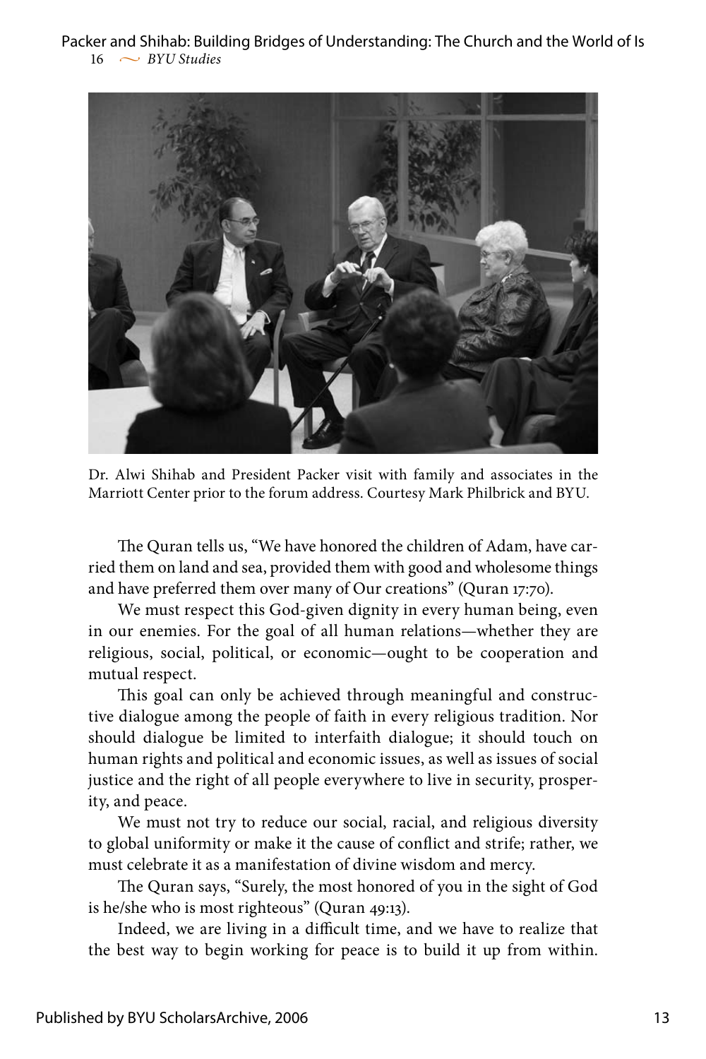Dr. Alwi Shihab and President Packer visit with family and associates in the Marriott Center prior to the forum address. Courtesy Mark Philbrick and BYU.

The Quran tells us, "We have honored the children of Adam, have carried them on land and sea, provided them with good and wholesome things and have preferred them over many of Our creations" (Quran 17:70).

We must respect this God-given dignity in every human being, even in our enemies. For the goal of all human relations—whether they are religious, social, political, or economic—ought to be cooperation and mutual respect.

This goal can only be achieved through meaningful and constructive dialogue among the people of faith in every religious tradition. Nor should dialogue be limited to interfaith dialogue; it should touch on human rights and political and economic issues, as well as issues of social justice and the right of all people everywhere to live in security, prosperity, and peace.

We must not try to reduce our social, racial, and religious diversity to global uniformity or make it the cause of conflict and strife; rather, we must celebrate it as a manifestation of divine wisdom and mercy.

The Quran says, "Surely, the most honored of you in the sight of God is he/she who is most righteous" (Quran 49:13).

Indeed, we are living in a difficult time, and we have to realize that the best way to begin working for peace is to build it up from within.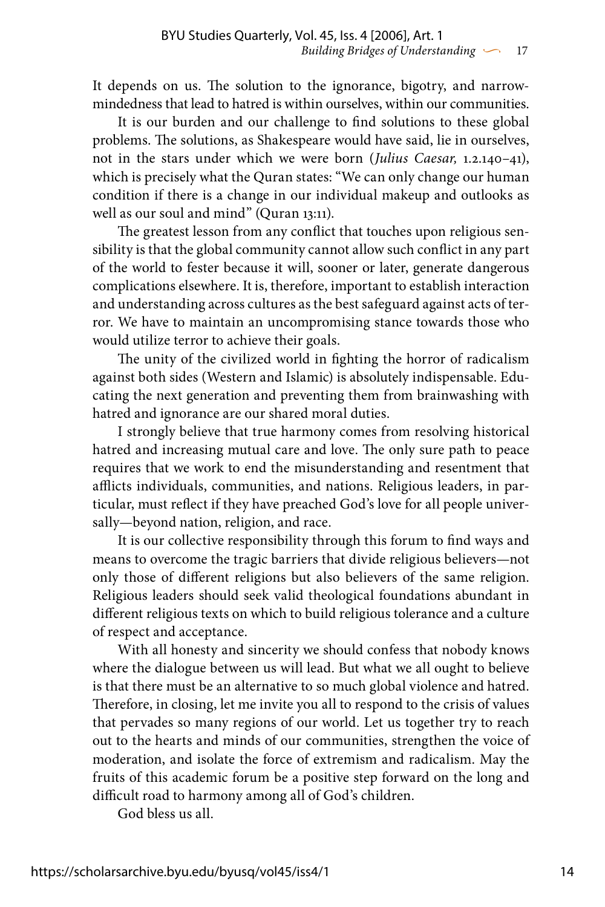It depends on us. The solution to the ignorance, bigotry, and narrow-mindedness that lead to hatred is within ourselves, within our communities.

It is our burden and our challenge to find solutions to these global problems. The solutions, as Shakespeare would have said, lie in ourselves, not in the stars under which we were born (*Julius Caesar,* 1.2.140–41), which is precisely what the Quran states: "We can only change our human condition if there is a change in our individual makeup and outlooks as well as our soul and mind" (Quran 13:11).

The greatest lesson from any conflict that touches upon religious sensibility is that the global community cannot allow such conflict in any part of the world to fester because it will, sooner or later, generate dangerous complications elsewhere. It is, therefore, important to establish interaction and understanding across cultures as the best safeguard against acts of terror. We have to maintain an uncompromising stance towards those who would utilize terror to achieve their goals.

The unity of the civilized world in fighting the horror of radicalism against both sides (Western and Islamic) is absolutely indispensable. Educating the next generation and preventing them from brainwashing with hatred and ignorance are our shared moral duties.

I strongly believe that true harmony comes from resolving historical hatred and increasing mutual care and love. The only sure path to peace requires that we work to end the misunderstanding and resentment that afflicts individuals, communities, and nations. Religious leaders, in particular, must reflect if they have preached God's love for all people universally—beyond nation, religion, and race.

It is our collective responsibility through this forum to find ways and means to overcome the tragic barriers that divide religious believers—not only those of different religions but also believers of the same religion. Religious leaders should seek valid theological foundations abundant in different religious texts on which to build religious tolerance and a culture of respect and acceptance.

With all honesty and sincerity we should confess that nobody knows where the dialogue between us will lead. But what we all ought to believe is that there must be an alternative to so much global violence and hatred. Therefore, in closing, let me invite you all to respond to the crisis of values that pervades so many regions of our world. Let us together try to reach out to the hearts and minds of our communities, strengthen the voice of moderation, and isolate the force of extremism and radicalism. May the fruits of this academic forum be a positive step forward on the long and difficult road to harmony among all of God's children.

God bless us all.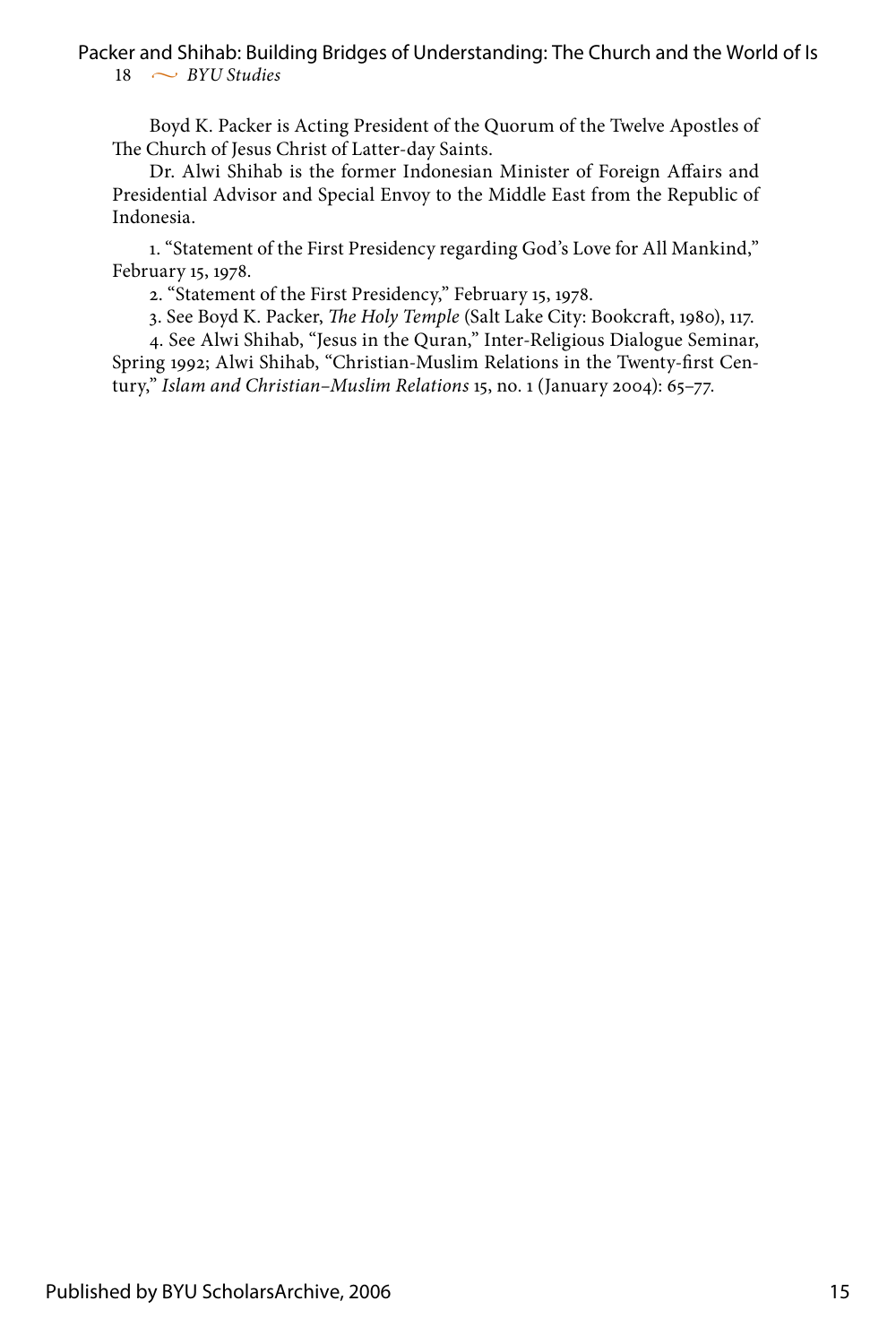Boyd K. Packer is Acting President of the Quorum of the Twelve Apostles of The Church of Jesus Christ of Latter-day Saints.

Dr. Alwi Shihab is the former Indonesian Minister of Foreign Affairs and Presidential Advisor and Special Envoy to the Middle East from the Republic of Indonesia.

1. "Statement of the First Presidency regarding God's Love for All Mankind," February 15, 1978.

2. "Statement of the First Presidency," February 15, 1978.

3. See Boyd K. Packer, *The Holy Temple* (Salt Lake City: Bookcraft, 1980), 117.

4. See Alwi Shihab, "Jesus in the Quran," Inter-Religious Dialogue Seminar, Spring 1992; Alwi Shihab, "Christian-Muslim Relations in the Twenty-first Century," *Islam and Christian–Muslim Relations* 15, no. 1 (January 2004): 65–77.